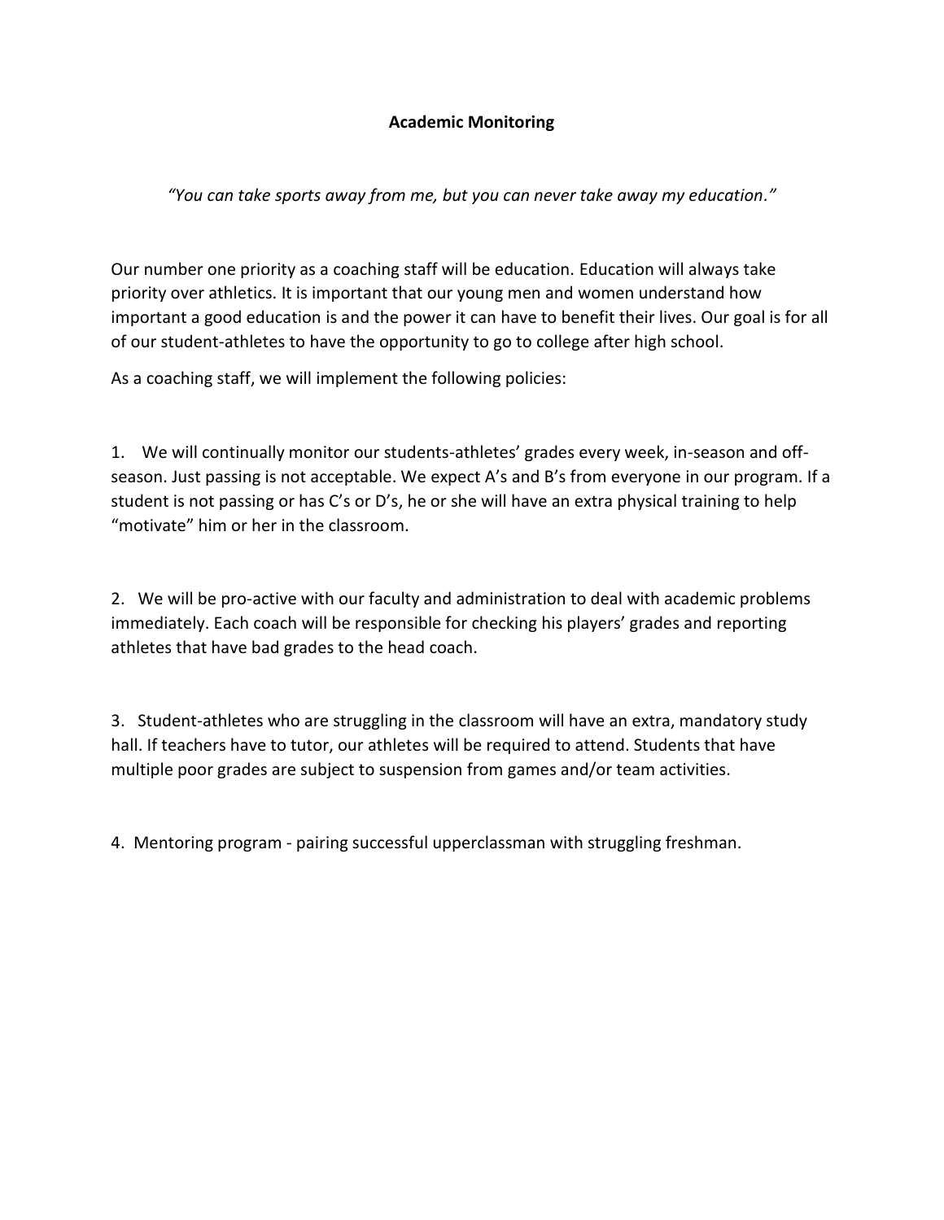# Academic Monitoring

*"You can take sports away from me, but you can never take away my education."*

Our number one priority as a coaching staff will be education. Education will always take priority over athletics. It is important that our young men and women understand how important a good education is and the power it can have to benefit their lives. Our goal is for all of our student-athletes to have the opportunity to go to college after high school.

As a coaching staff, we will implement the following policies:

1. We will continually monitor our students-athletes' grades every week, in-season and off-season. Just passing is not acceptable. We expect A's and B's from everyone in our program. If a student is not passing or has C's or D's, he or she will have an extra physical training to help "motivate" him or her in the classroom.

2. We will be pro-active with our faculty and administration to deal with academic problems immediately. Each coach will be responsible for checking his players' grades and reporting athletes that have bad grades to the head coach.

3. Student-athletes who are struggling in the classroom will have an extra, mandatory study hall. If teachers have to tutor, our athletes will be required to attend. Students that have multiple poor grades are subject to suspension from games and/or team activities.

4. Mentoring program - pairing successful upperclassman with struggling freshman.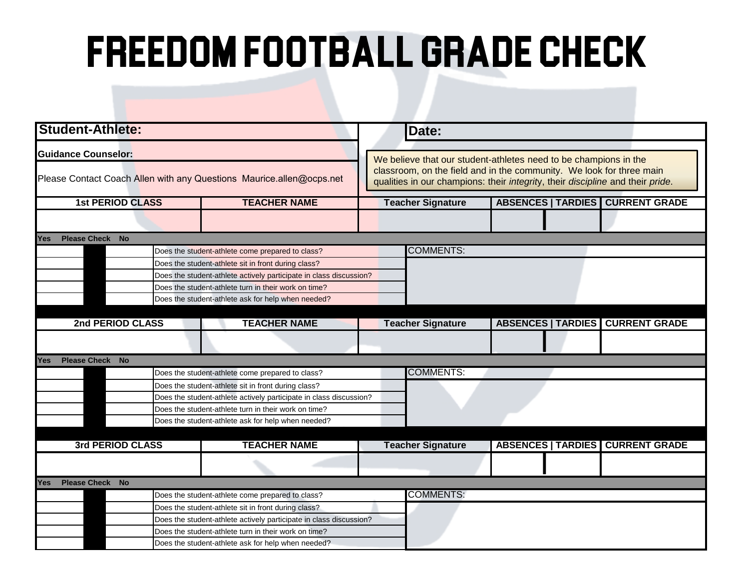# FREEDOM FOOTBALL GRADE CHECK

| **Student-Athlete:** | **Date:** |
|---|---|
| **Guidance Counselor:** | |
| Please Contact Coach Allen with any Questions Maurice.allen@ocps.net | We believe that our student-athletes need to be champions in the classroom, on the field and in the community. We look for three main qualities in our champions: their *integrity*, their *discipline* and their *pride*. |

| 1st PERIOD CLASS | TEACHER NAME | Teacher Signature | ABSENCES \| TARDIES | CURRENT GRADE |
|---|---|---|---|---|
| | | | | |

| Yes | Please Check | No | | COMMENTS: |
|---|---|---|---|---|
| | | | Does the student-athlete come prepared to class? | |
| | | | Does the student-athlete sit in front during class? | |
| | | | Does the student-athlete actively participate in class discussion? | |
| | | | Does the student-athlete turn in their work on time? | |
| | | | Does the student-athlete ask for help when needed? | |

| 2nd PERIOD CLASS | TEACHER NAME | Teacher Signature | ABSENCES \| TARDIES | CURRENT GRADE |
|---|---|---|---|---|
| | | | | |

| Yes | Please Check | No | | COMMENTS: |
|---|---|---|---|---|
| | | | Does the student-athlete come prepared to class? | |
| | | | Does the student-athlete sit in front during class? | |
| | | | Does the student-athlete actively participate in class discussion? | |
| | | | Does the student-athlete turn in their work on time? | |
| | | | Does the student-athlete ask for help when needed? | |

| 3rd PERIOD CLASS | TEACHER NAME | Teacher Signature | ABSENCES \| TARDIES | CURRENT GRADE |
|---|---|---|---|---|
| | | | | |

| Yes | Please Check | No | | COMMENTS: |
|---|---|---|---|---|
| | | | Does the student-athlete come prepared to class? | |
| | | | Does the student-athlete sit in front during class? | |
| | | | Does the student-athlete actively participate in class discussion? | |
| | | | Does the student-athlete turn in their work on time? | |
| | | | Does the student-athlete ask for help when needed? | |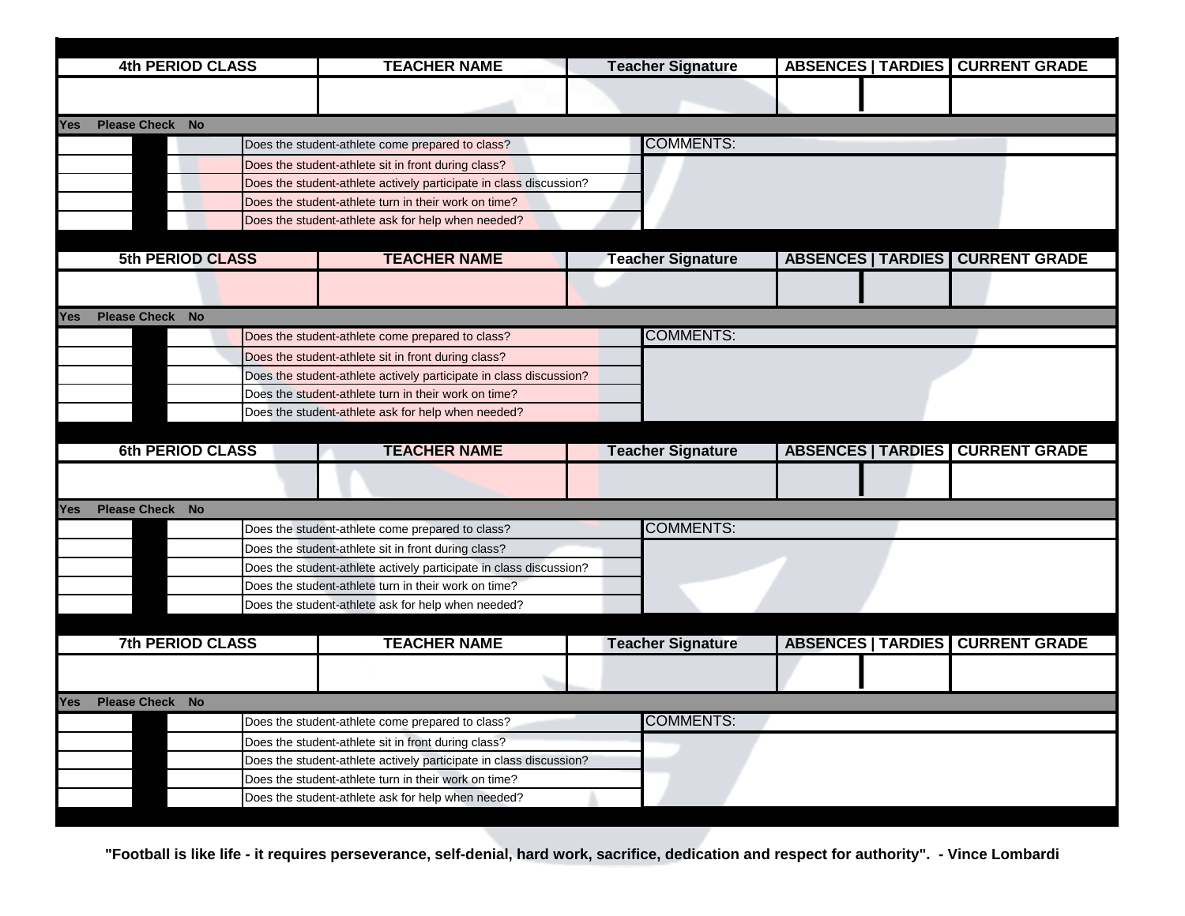| 4th PERIOD CLASS | TEACHER NAME | Teacher Signature | ABSENCES \| TARDIES | CURRENT GRADE |
| --- | --- | --- | --- | --- |
| | | | | |

| Yes | Please Check | No | | |
| --- | --- | --- | --- | --- |
| | | | Does the student-athlete come prepared to class? | COMMENTS: |
| | | | Does the student-athlete sit in front during class? | |
| | | | Does the student-athlete actively participate in class discussion? | |
| | | | Does the student-athlete turn in their work on time? | |
| | | | Does the student-athlete ask for help when needed? | |

| 5th PERIOD CLASS | TEACHER NAME | Teacher Signature | ABSENCES \| TARDIES | CURRENT GRADE |
| --- | --- | --- | --- | --- |
| | | | | |

| Yes | Please Check | No | | |
| --- | --- | --- | --- | --- |
| | | | Does the student-athlete come prepared to class? | COMMENTS: |
| | | | Does the student-athlete sit in front during class? | |
| | | | Does the student-athlete actively participate in class discussion? | |
| | | | Does the student-athlete turn in their work on time? | |
| | | | Does the student-athlete ask for help when needed? | |

| 6th PERIOD CLASS | TEACHER NAME | Teacher Signature | ABSENCES \| TARDIES | CURRENT GRADE |
| --- | --- | --- | --- | --- |
| | | | | |

| Yes | Please Check | No | | |
| --- | --- | --- | --- | --- |
| | | | Does the student-athlete come prepared to class? | COMMENTS: |
| | | | Does the student-athlete sit in front during class? | |
| | | | Does the student-athlete actively participate in class discussion? | |
| | | | Does the student-athlete turn in their work on time? | |
| | | | Does the student-athlete ask for help when needed? | |

| 7th PERIOD CLASS | TEACHER NAME | Teacher Signature | ABSENCES \| TARDIES | CURRENT GRADE |
| --- | --- | --- | --- | --- |
| | | | | |

| Yes | Please Check | No | | |
| --- | --- | --- | --- | --- |
| | | | Does the student-athlete come prepared to class? | COMMENTS: |
| | | | Does the student-athlete sit in front during class? | |
| | | | Does the student-athlete actively participate in class discussion? | |
| | | | Does the student-athlete turn in their work on time? | |
| | | | Does the student-athlete ask for help when needed? | |

**"Football is like life - it requires perseverance, self-denial, hard work, sacrifice, dedication and respect for authority". - Vince Lombardi**